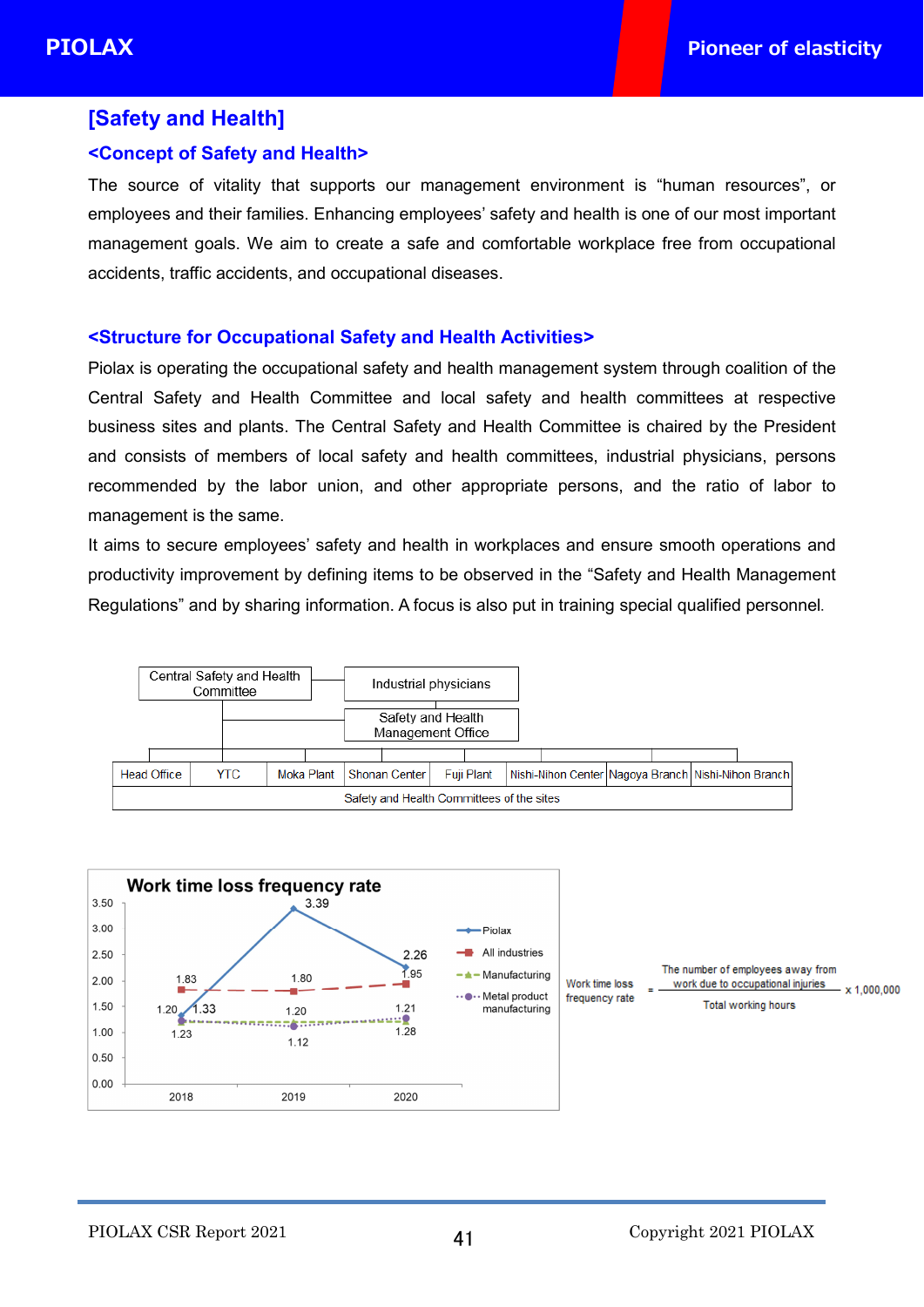## [Safety and Health]

### <Concept of Safety and Health>

The source of vitality that supports our management environment is "human resources", or employees and their families. Enhancing employees' safety and health is one of our most important management goals. We aim to create a safe and comfortable workplace free from occupational accidents, traffic accidents, and occupational diseases.

### <Structure for Occupational Safety and Health Activities>

Piolax is operating the occupational safety and health management system through coalition of the Central Safety and Health Committee and local safety and health committees at respective business sites and plants. The Central Safety and Health Committee is chaired by the President and consists of members of local safety and health committees, industrial physicians, persons recommended by the labor union, and other appropriate persons, and the ratio of labor to management is the same.

It aims to secure employees' safety and health in workplaces and ensure smooth operations and productivity improvement by defining items to be observed in the "Safety and Health Management Regulations" and by sharing information. A focus is also put in training special qualified personnel.

Central Safety and Health Committee
- Industrial physicians
- Safety and Health Management Office

| Head Office | YTC | Moka Plant | Shonan Center | Fuji Plant | Nishi-Nihon Center | Nagoya Branch | Nishi-Nihon Branch |
|---|---|---|---|---|---|---|---|
| Safety and Health Committees of the sites | | | | | | | |

**Work time loss frequency rate**

| | 2018 | 2019 | 2020 |
|---|---|---|---|
| Piolax | 1.33 | 3.39 | 1.95 |
| All industries | 1.83 | 1.80 | 2.26 |
| Manufacturing | 1.20 | 1.20 | 1.21 |
| Metal product manufacturing | 1.23 | 1.12 | 1.28 |

$$\text{Work time loss frequency rate} = \frac{\text{The number of employees away from work due to occupational injuries}}{\text{Total working hours}} \times 1{,}000{,}000$$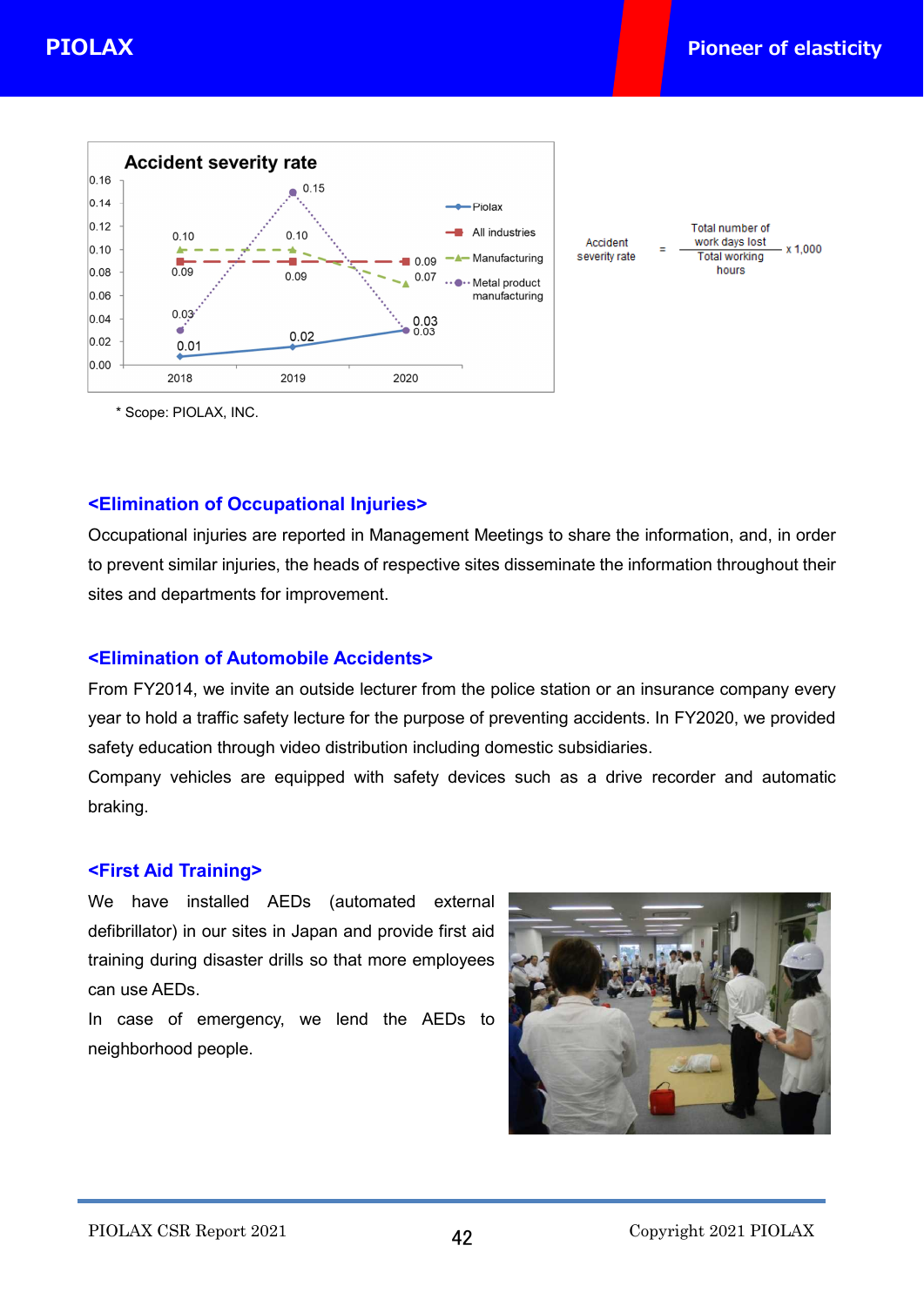Accident severity rate

0.16
0.14
0.12
0.10
0.08
0.06
0.04
0.02
0.00

2018
2019
2020

0.15
0.10
0.10
0.09
0.09
0.09
0.07
0.03
0.03
0.03
0.02
0.01

Piolax
All industries
Manufacturing
Metal product manufacturing

Accident severity rate = Total number of work days lost / Total working hours x 1,000

\* Scope: PIOLAX, INC.

## <Elimination of Occupational Injuries>

Occupational injuries are reported in Management Meetings to share the information, and, in order to prevent similar injuries, the heads of respective sites disseminate the information throughout their sites and departments for improvement.

## <Elimination of Automobile Accidents>

From FY2014, we invite an outside lecturer from the police station or an insurance company every year to hold a traffic safety lecture for the purpose of preventing accidents. In FY2020, we provided safety education through video distribution including domestic subsidiaries.

Company vehicles are equipped with safety devices such as a drive recorder and automatic braking.

## <First Aid Training>

We have installed AEDs (automated external defibrillator) in our sites in Japan and provide first aid training during disaster drills so that more employees can use AEDs.

In case of emergency, we lend the AEDs to neighborhood people.